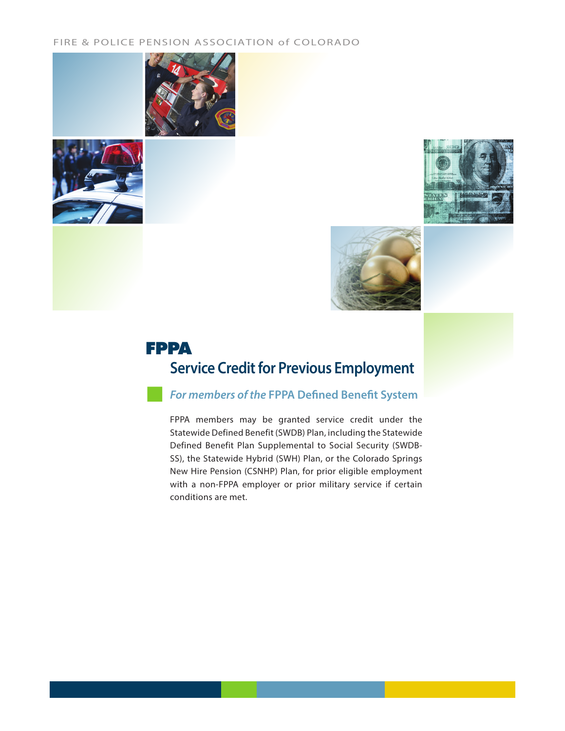FIRE & POLICE PENSION ASSOCIATION of COLORADO

# FPPA

## Service Credit for Previous Employment

### *For members of the* FPPA Defined Benefit System

FPPA members may be granted service credit under the Statewide Defined Benefit (SWDB) Plan, including the Statewide Defined Benefit Plan Supplemental to Social Security (SWDB-SS), the Statewide Hybrid (SWH) Plan, or the Colorado Springs New Hire Pension (CSNHP) Plan, for prior eligible employment with a non-FPPA employer or prior military service if certain conditions are met.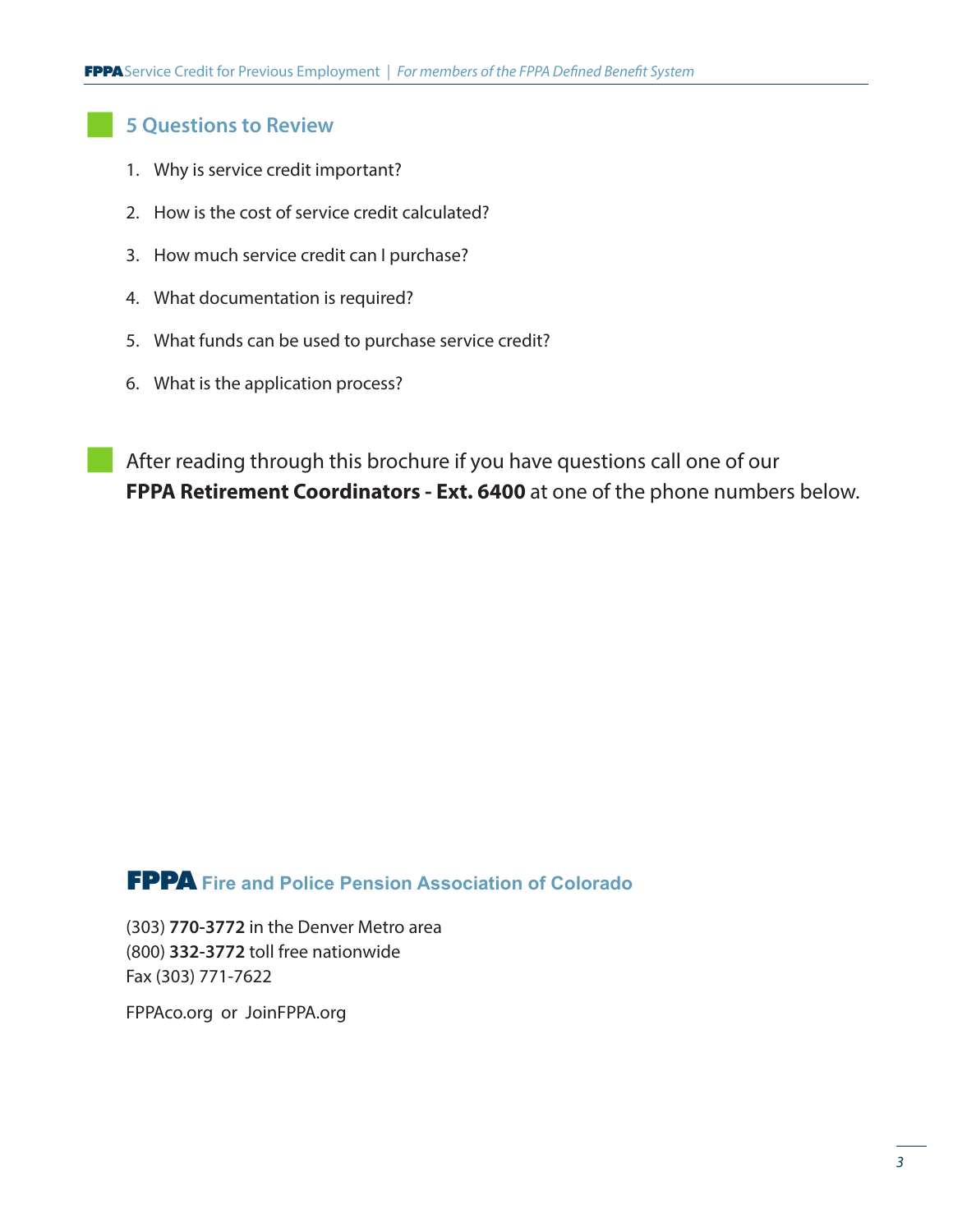## 5 Questions to Review

1. Why is service credit important?
2. How is the cost of service credit calculated?
3. How much service credit can I purchase?
4. What documentation is required?
5. What funds can be used to purchase service credit?
6. What is the application process?

After reading through this brochure if you have questions call one of our **FPPA Retirement Coordinators - Ext. 6400** at one of the phone numbers below.

**FPPA** **Fire and Police Pension Association of Colorado**

(303) **770-3772** in the Denver Metro area
(800) **332-3772** toll free nationwide
Fax (303) 771-7622

FPPAco.org or JoinFPPA.org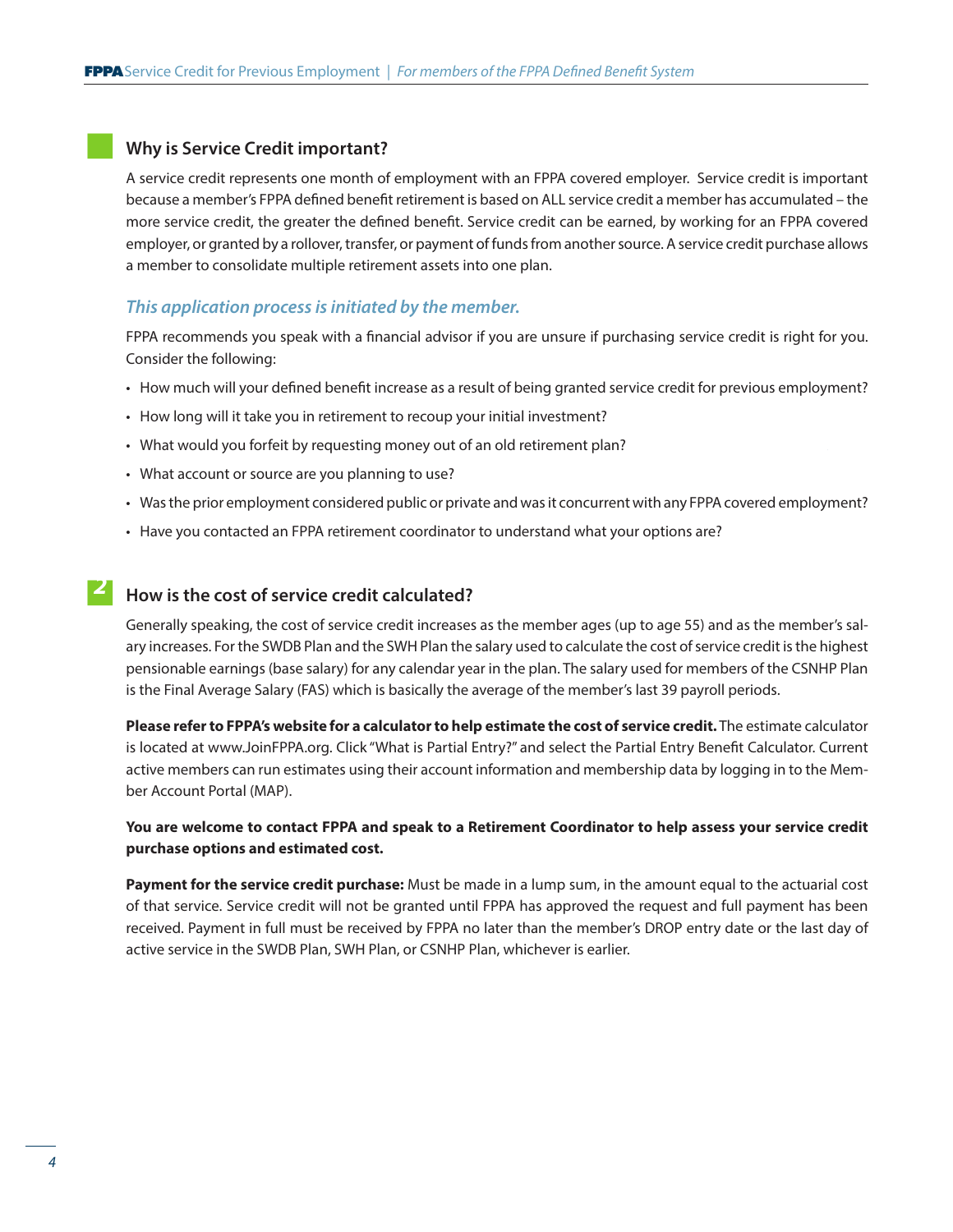## Why is Service Credit important?

A service credit represents one month of employment with an FPPA covered employer. Service credit is important because a member's FPPA defined benefit retirement is based on ALL service credit a member has accumulated – the more service credit, the greater the defined benefit. Service credit can be earned, by working for an FPPA covered employer, or granted by a rollover, transfer, or payment of funds from another source. A service credit purchase allows a member to consolidate multiple retirement assets into one plan.

### *This application process is initiated by the member.*

FPPA recommends you speak with a financial advisor if you are unsure if purchasing service credit is right for you. Consider the following:

- How much will your defined benefit increase as a result of being granted service credit for previous employment?
- How long will it take you in retirement to recoup your initial investment?
- What would you forfeit by requesting money out of an old retirement plan?
- What account or source are you planning to use?
- Was the prior employment considered public or private and was it concurrent with any FPPA covered employment?
- Have you contacted an FPPA retirement coordinator to understand what your options are?

## 2 How is the cost of service credit calculated?

Generally speaking, the cost of service credit increases as the member ages (up to age 55) and as the member's salary increases. For the SWDB Plan and the SWH Plan the salary used to calculate the cost of service credit is the highest pensionable earnings (base salary) for any calendar year in the plan. The salary used for members of the CSNHP Plan is the Final Average Salary (FAS) which is basically the average of the member's last 39 payroll periods.

**Please refer to FPPA's website for a calculator to help estimate the cost of service credit.** The estimate calculator is located at www.JoinFPPA.org. Click "What is Partial Entry?" and select the Partial Entry Benefit Calculator. Current active members can run estimates using their account information and membership data by logging in to the Member Account Portal (MAP).

**You are welcome to contact FPPA and speak to a Retirement Coordinator to help assess your service credit purchase options and estimated cost.**

**Payment for the service credit purchase:** Must be made in a lump sum, in the amount equal to the actuarial cost of that service. Service credit will not be granted until FPPA has approved the request and full payment has been received. Payment in full must be received by FPPA no later than the member's DROP entry date or the last day of active service in the SWDB Plan, SWH Plan, or CSNHP Plan, whichever is earlier.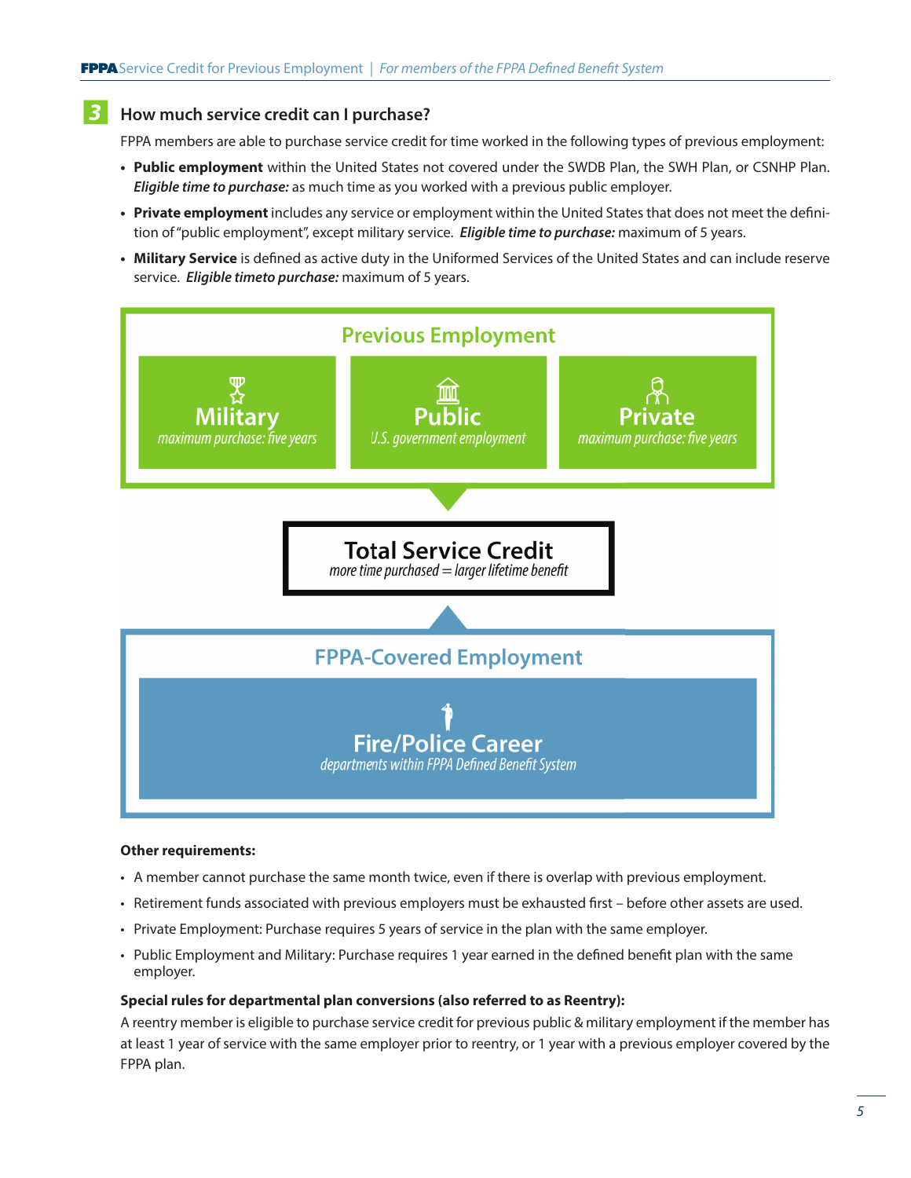## 3 How much service credit can I purchase?

FPPA members are able to purchase service credit for time worked in the following types of previous employment:

- **Public employment** within the United States not covered under the SWDB Plan, the SWH Plan, or CSNHP Plan. ***Eligible time to purchase:*** as much time as you worked with a previous public employer.
- **Private employment** includes any service or employment within the United States that does not meet the definition of "public employment", except military service. ***Eligible time to purchase:*** maximum of 5 years.
- **Military Service** is defined as active duty in the Uniformed Services of the United States and can include reserve service. ***Eligible timeto purchase:*** maximum of 5 years.

**Previous Employment**

- **Military** — *maximum purchase: five years*
- **Public** — *U.S. government employment*
- **Private** — *maximum purchase: five years*

**Total Service Credit**
*more time purchased = larger lifetime benefit*

**FPPA-Covered Employment**

- **Fire/Police Career** — *departments within FPPA Defined Benefit System*

**Other requirements:**

- A member cannot purchase the same month twice, even if there is overlap with previous employment.
- Retirement funds associated with previous employers must be exhausted first – before other assets are used.
- Private Employment: Purchase requires 5 years of service in the plan with the same employer.
- Public Employment and Military: Purchase requires 1 year earned in the defined benefit plan with the same employer.

**Special rules for departmental plan conversions (also referred to as Reentry):**

A reentry member is eligible to purchase service credit for previous public & military employment if the member has at least 1 year of service with the same employer prior to reentry, or 1 year with a previous employer covered by the FPPA plan.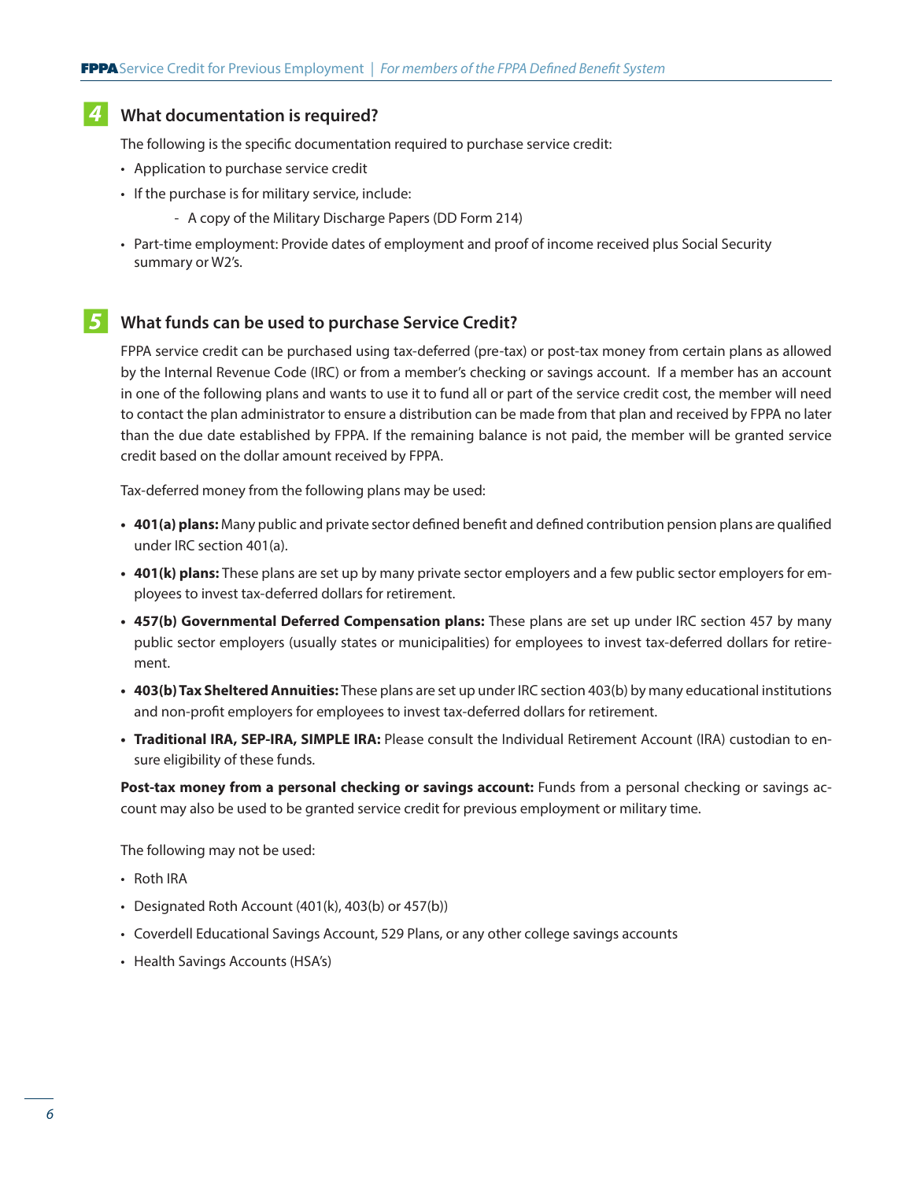## 4 What documentation is required?

The following is the specific documentation required to purchase service credit:

- Application to purchase service credit
- If the purchase is for military service, include:
    - A copy of the Military Discharge Papers (DD Form 214)
- Part-time employment: Provide dates of employment and proof of income received plus Social Security summary or W2's.

## 5 What funds can be used to purchase Service Credit?

FPPA service credit can be purchased using tax-deferred (pre-tax) or post-tax money from certain plans as allowed by the Internal Revenue Code (IRC) or from a member's checking or savings account. If a member has an account in one of the following plans and wants to use it to fund all or part of the service credit cost, the member will need to contact the plan administrator to ensure a distribution can be made from that plan and received by FPPA no later than the due date established by FPPA. If the remaining balance is not paid, the member will be granted service credit based on the dollar amount received by FPPA.

Tax-deferred money from the following plans may be used:

- **401(a) plans:** Many public and private sector defined benefit and defined contribution pension plans are qualified under IRC section 401(a).
- **401(k) plans:** These plans are set up by many private sector employers and a few public sector employers for employees to invest tax-deferred dollars for retirement.
- **457(b) Governmental Deferred Compensation plans:** These plans are set up under IRC section 457 by many public sector employers (usually states or municipalities) for employees to invest tax-deferred dollars for retirement.
- **403(b) Tax Sheltered Annuities:** These plans are set up under IRC section 403(b) by many educational institutions and non-profit employers for employees to invest tax-deferred dollars for retirement.
- **Traditional IRA, SEP-IRA, SIMPLE IRA:** Please consult the Individual Retirement Account (IRA) custodian to ensure eligibility of these funds.

**Post-tax money from a personal checking or savings account:** Funds from a personal checking or savings account may also be used to be granted service credit for previous employment or military time.

The following may not be used:

- Roth IRA
- Designated Roth Account (401(k), 403(b) or 457(b))
- Coverdell Educational Savings Account, 529 Plans, or any other college savings accounts
- Health Savings Accounts (HSA's)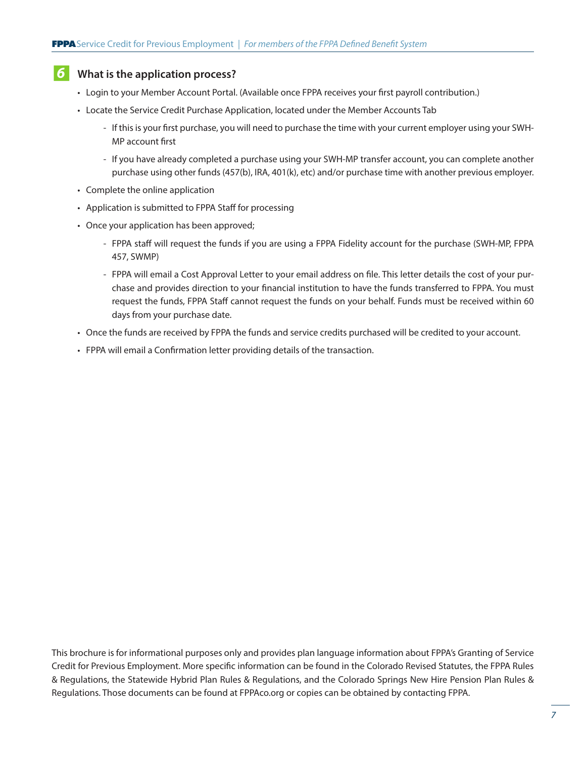## 6 What is the application process?

- Login to your Member Account Portal. (Available once FPPA receives your first payroll contribution.)
- Locate the Service Credit Purchase Application, located under the Member Accounts Tab
  - If this is your first purchase, you will need to purchase the time with your current employer using your SWH-MP account first
  - If you have already completed a purchase using your SWH-MP transfer account, you can complete another purchase using other funds (457(b), IRA, 401(k), etc) and/or purchase time with another previous employer.
- Complete the online application
- Application is submitted to FPPA Staff for processing
- Once your application has been approved;
  - FPPA staff will request the funds if you are using a FPPA Fidelity account for the purchase (SWH-MP, FPPA 457, SWMP)
  - FPPA will email a Cost Approval Letter to your email address on file. This letter details the cost of your purchase and provides direction to your financial institution to have the funds transferred to FPPA. You must request the funds, FPPA Staff cannot request the funds on your behalf. Funds must be received within 60 days from your purchase date.
- Once the funds are received by FPPA the funds and service credits purchased will be credited to your account.
- FPPA will email a Confirmation letter providing details of the transaction.

This brochure is for informational purposes only and provides plan language information about FPPA's Granting of Service Credit for Previous Employment. More specific information can be found in the Colorado Revised Statutes, the FPPA Rules & Regulations, the Statewide Hybrid Plan Rules & Regulations, and the Colorado Springs New Hire Pension Plan Rules & Regulations. Those documents can be found at FPPAco.org or copies can be obtained by contacting FPPA.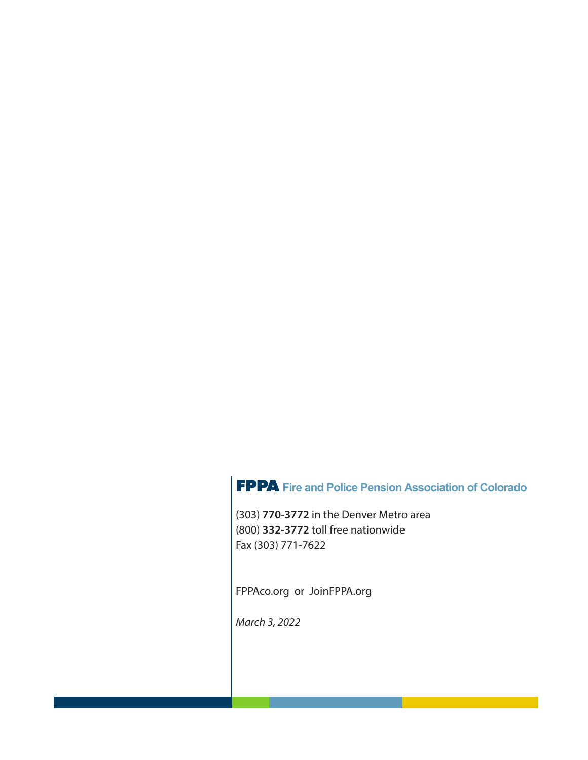**FPPA** Fire and Police Pension Association of Colorado

(303) **770-3772** in the Denver Metro area
(800) **332-3772** toll free nationwide
Fax (303) 771-7622

FPPAco.org or JoinFPPA.org

*March 3, 2022*